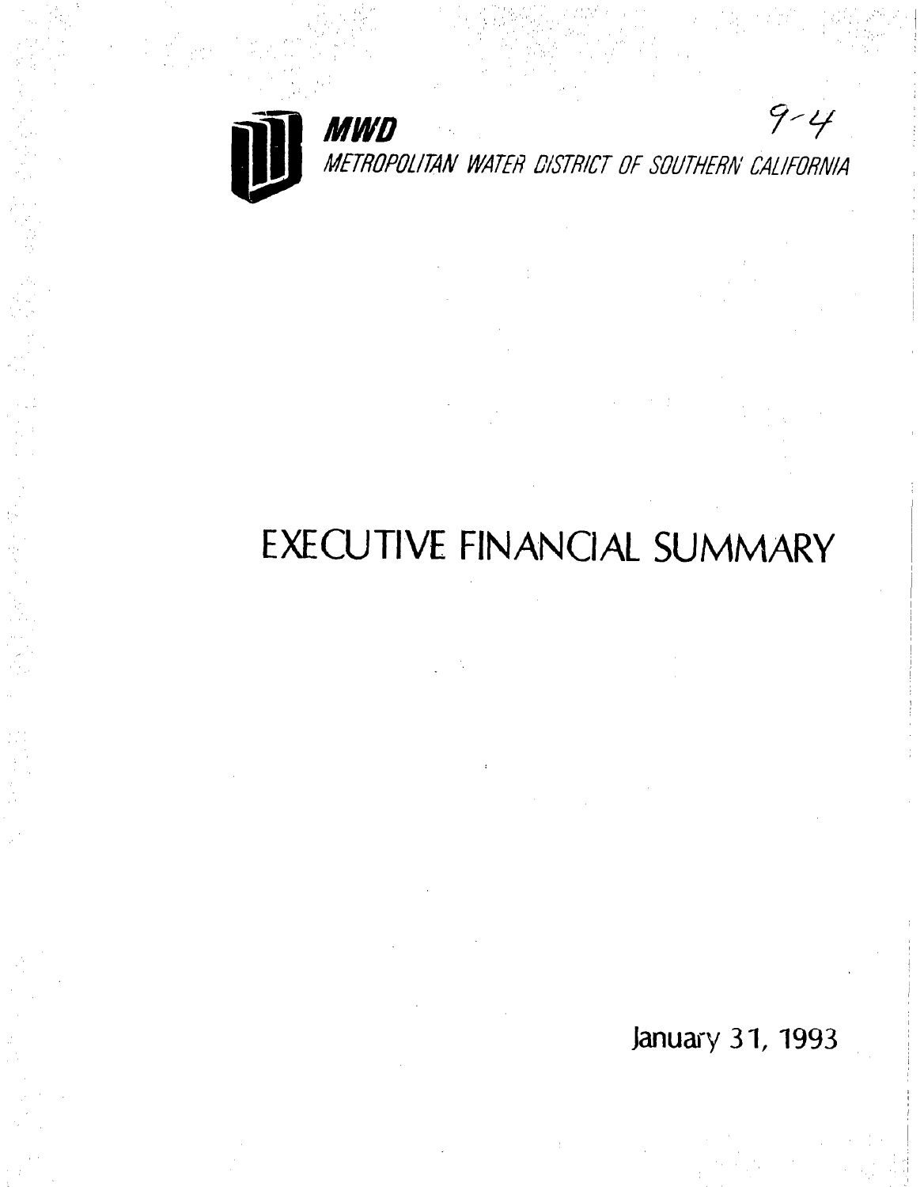**MWD**

*METROPOLITAN WATER DISTRICT OF SOUTHERN CALIFORNIA*

9-4

# EXECUTIVE FINANCIAL SUMMARY

January 31, 1993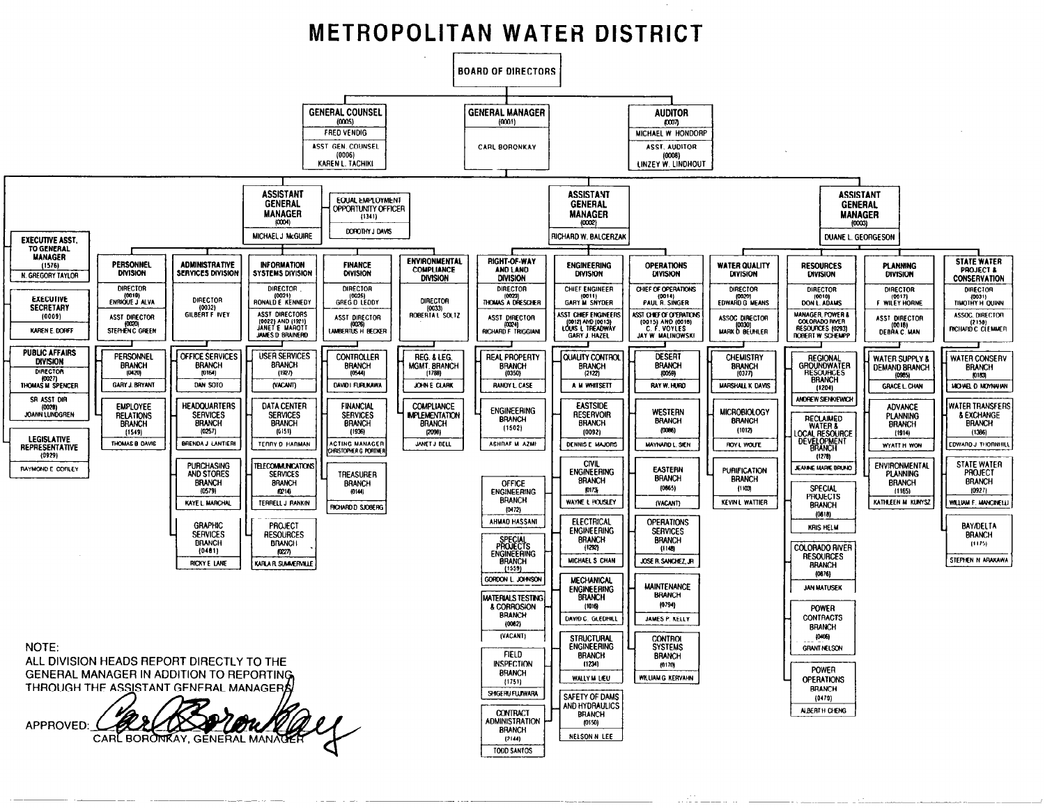# METROPOLITAN WATER DISTRICT

**BOARD OF DIRECTORS**

- **GENERAL COUNSEL** (0005) — FRED VENDIG
  - ASST. GEN. COUNSEL (0006) — KAREN L. TACHIKI
- **GENERAL MANAGER** (0001) — CARL BORONKAY
- **AUDITOR** (0007) — MICHAEL W. HONDORP
  - ASST. AUDITOR (0008) — LINZEY W. LINDHOUT

## Reporting to the General Manager

- **EXECUTIVE ASST. TO GENERAL MANAGER** (1576) — N. GREGORY TAYLOR
- **EXECUTIVE SECRETARY** (0009) — KAREN E. DORFF
- **PUBLIC AFFAIRS DIVISION**
  - DIRECTOR (0027) — THOMAS M. SPENCER
  - SR. ASST. DIR. (0028) — JOANN LUNDGREN
- **LEGISLATIVE REPRESENTATIVE** (0929) — RAYMOND E. CORLEY

## ASSISTANT GENERAL MANAGER (0004) — MICHAEL J. McGUIRE

- **EQUAL EMPLOYMENT OPPORTUNITY OFFICER** (1341) — DOROTHY J. DAVIS
- **PERSONNEL DIVISION**
  - DIRECTOR (0019) — ENRIQUE J. ALVA
  - ASST. DIRECTOR (0020) — STEPHEN C. GREEN
  - PERSONNEL BRANCH (0420) — GARY J. BRYANT
  - EMPLOYEE RELATIONS BRANCH (1549) — THOMAS B. DAVIS
- **ADMINISTRATIVE SERVICES DIVISION**
  - DIRECTOR (0032) — GILBERT F. IVEY
  - OFFICE SERVICES BRANCH (0164) — DAN SOTO
  - HEADQUARTERS SERVICES BRANCH (0257) — BRENDA J. LANTIERI
  - PURCHASING AND STORES BRANCH (0579) — KAYE L. MARCHAL
  - GRAPHIC SERVICES BRANCH (0481) — RICKY E. LANE
- **INFORMATION SYSTEMS DIVISION**
  - DIRECTOR (0021) — RONALD E. KENNEDY
  - ASST. DIRECTORS (0022) AND (1921) — JANET E. MAROTT, JAMES D. BRAINERD
  - USER SERVICES BRANCH (1927) — (VACANT)
  - DATA CENTER SERVICES BRANCH (0151) — TERRY D. HARMAN
  - TELECOMMUNICATIONS SERVICES BRANCH (0214) — TERRELL J. RANKIN
  - PROJECT RESOURCES BRANCH (0227) — KARLA R. SUMMERVILLE
- **FINANCE DIVISION**
  - DIRECTOR (0025) — GREG D. LEDDY
  - ASST. DIRECTOR (0026) — LAMBERTUS H. BECKER
  - CONTROLLER BRANCH (0544) — DAVID I. FURUKAWA
  - FINANCIAL SERVICES BRANCH (1936) — ACTING MANAGER CHRISTOPHER G. PORTNER
  - TREASURER BRANCH (0144) — RICHARD D. SJOBERG
- **ENVIRONMENTAL COMPLIANCE DIVISION**
  - DIRECTOR (0033) — ROBERTA L. SOLTZ
  - REG. & LEG. MGMT. BRANCH (1788) — JOHN E. CLARK
  - COMPLIANCE IMPLEMENTATION BRANCH (2098) — JANET J. BELL

## ASSISTANT GENERAL MANAGER (0002) — RICHARD W. BALCERZAK

- **RIGHT-OF-WAY AND LAND DIVISION**
  - DIRECTOR (0023) — THOMAS A. DRESCHER
  - ASST. DIRECTOR (0024) — RICHARD F. TRIGGIANI
  - REAL PROPERTY BRANCH (0350) — RANDY L. CASE
  - ENGINEERING BRANCH (1502) — ASHRAF M. AZMI
  - OFFICE ENGINEERING BRANCH (0472) — AHMAD HASSANI
  - SPECIAL PROJECTS ENGINEERING BRANCH (1559) — GORDON L. JOHNSON
  - MATERIALS TESTING & CORROSION BRANCH (0082) — (VACANT)
  - FIELD INSPECTION BRANCH (1751) — SHIGERU FUJIWARA
  - CONTRACT ADMINISTRATION BRANCH (2144) — TODD SANTOS
- **ENGINEERING DIVISION**
  - CHIEF ENGINEER (0011) — GARY M. SNYDER
  - ASST. CHIEF ENGINEERS (0012) AND (0013) — LOUIS L. TREADWAY, GARY J. HAZEL
  - QUALITY CONTROL BRANCH (2122) — A. M. WHITSETT
  - EASTSIDE RESERVOIR BRANCH (0092) — DENNIS E. MAJORS
  - CIVIL ENGINEERING BRANCH (0173) — WAYNE L. HOUSLEY
  - ELECTRICAL ENGINEERING BRANCH (1292) — MICHAEL S. CHAN
  - MECHANICAL ENGINEERING BRANCH (1016) — DAVID C. GLEDHILL
  - STRUCTURAL ENGINEERING BRANCH (1234) — WALLY M. LIEU
  - SAFETY OF DAMS AND HYDRAULICS BRANCH (0150) — NELSON N. LEE
- **OPERATIONS DIVISION**
  - CHIEF OF OPERATIONS (0014) — PAUL R. SINGER
  - ASST. CHIEF OF OPERATIONS (0015) AND (0016) — C. F. VOYLES, JAY W. MALINOWSKI
  - DESERT BRANCH (0059) — RAY W. HURD
  - WESTERN BRANCH (0086) — MAYNARD L. SIEN
  - EASTERN BRANCH (0865) — (VACANT)
  - OPERATIONS SERVICES BRANCH (1148) — JOSE R. SANCHEZ, JR.
  - MAINTENANCE BRANCH (0794) — JAMES P. KELLY
  - CONTROL SYSTEMS BRANCH (0170) — WILLIAM G. KERVAHN

## ASSISTANT GENERAL MANAGER (0003) — DUANE L. GEORGESON

- **WATER QUALITY DIVISION**
  - DIRECTOR (0029) — EDWARD G. MEANS
  - ASSOC. DIRECTOR (0030) — MARK D. BEUHLER
  - CHEMISTRY BRANCH (0377) — MARSHALL K. DAVIS
  - MICROBIOLOGY BRANCH (1012) — ROY L. WOLFE
  - PURIFICATION BRANCH (1103) — KEVIN L. WATTIER
- **RESOURCES DIVISION**
  - DIRECTOR (0010) — DON L. ADAMS
  - MANAGER, POWER & COLORADO RIVER RESOURCES (0293) — ROBERT W. SCHEMPP
  - REGIONAL GROUNDWATER RESOURCES BRANCH (1204) — ANDREW SIENKIEWICH
  - RECLAIMED WATER & LOCAL RESOURCE DEVELOPMENT BRANCH (1278) — JEANNE MARIE BRUNO
  - SPECIAL PROJECTS BRANCH (0818) — KRIS HELM
  - COLORADO RIVER RESOURCES BRANCH (0876) — JAN MATUSEK
  - POWER CONTRACTS BRANCH (0406) — GRANT NELSON
  - POWER OPERATIONS BRANCH (0470) — ALBERT H. CHENG
- **PLANNING DIVISION**
  - DIRECTOR (0017) — F. WILEY HORNE
  - ASST. DIRECTOR (0018) — DEBRA C. MAN
  - WATER SUPPLY & DEMAND BRANCH (0985) — GRACE L. CHAN
  - ADVANCE PLANNING BRANCH (1914) — WYATT H. WON
  - ENVIRONMENTAL PLANNING BRANCH (1165) — KATHLEEN M. KUNYSZ
- **STATE WATER PROJECT & CONSERVATION**
  - DIRECTOR (0031) — TIMOTHY H. QUINN
  - ASSOC. DIRECTOR (2158) — RICHARD C. CLEMMER
  - WATER CONSERV. BRANCH (0183) — MICHAEL D. MOYNAHAN
  - WATER TRANSFERS & EXCHANGE BRANCH (1386) — EDWARD J. THORNHILL
  - STATE WATER PROJECT BRANCH (0927) — WILLIAM F. MANCINELLI
  - BAY/DELTA BRANCH (1175) — STEPHEN N. ARAKAWA

NOTE:
ALL DIVISION HEADS REPORT DIRECTLY TO THE GENERAL MANAGER IN ADDITION TO REPORTING THROUGH THE ASSISTANT GENERAL MANAGERS.

APPROVED: *[signature]*
CARL BORONKAY, GENERAL MANAGER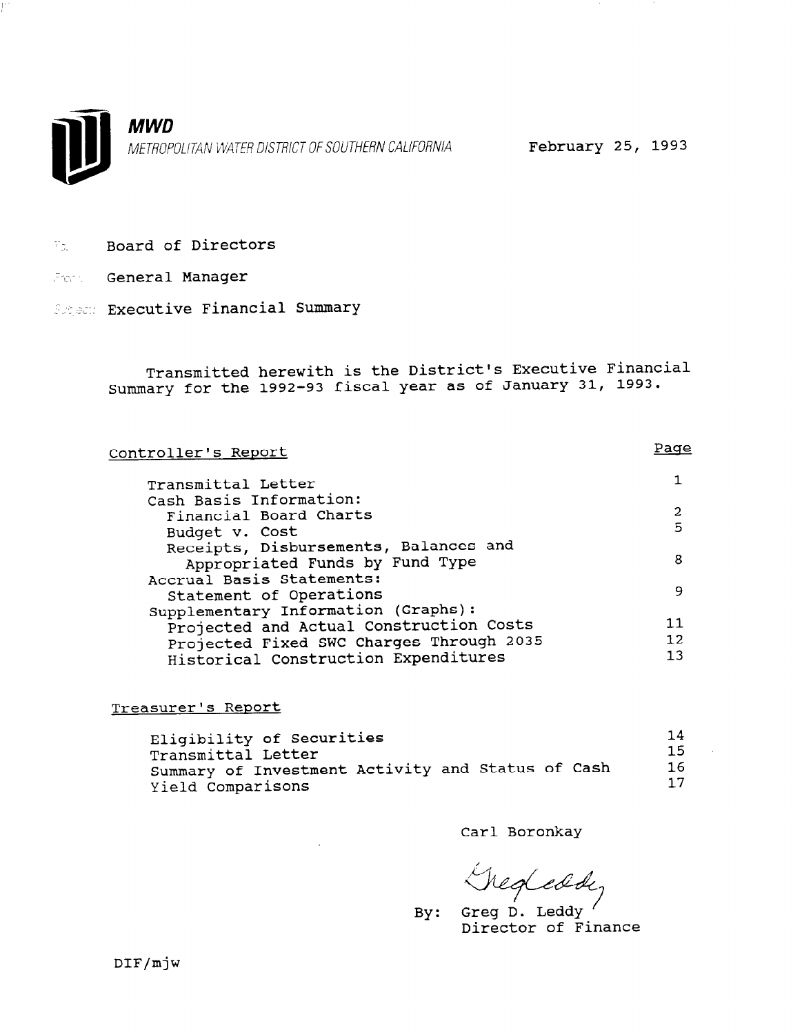**MWD**

*METROPOLITAN WATER DISTRICT OF SOUTHERN CALIFORNIA*

February 25, 1993

To: Board of Directors

From: General Manager

Subject: Executive Financial Summary

Transmitted herewith is the District's Executive Financial Summary for the 1992-93 fiscal year as of January 31, 1993.

| Controller's Report | Page |
|---|---|
| Transmittal Letter | 1 |
| Cash Basis Information: | |
| Financial Board Charts | 2 |
| Budget v. Cost | 5 |
| Receipts, Disbursements, Balances and Appropriated Funds by Fund Type | 8 |
| Accrual Basis Statements: | |
| Statement of Operations | 9 |
| Supplementary Information (Graphs): | |
| Projected and Actual Construction Costs | 11 |
| Projected Fixed SWC Charges Through 2035 | 12 |
| Historical Construction Expenditures | 13 |

| Treasurer's Report | |
|---|---|
| Eligibility of Securities | 14 |
| Transmittal Letter | 15 |
| Summary of Investment Activity and Status of Cash | 16 |
| Yield Comparisons | 17 |

Carl Boronkay

By: Greg D. Leddy
Director of Finance

DIF/mjw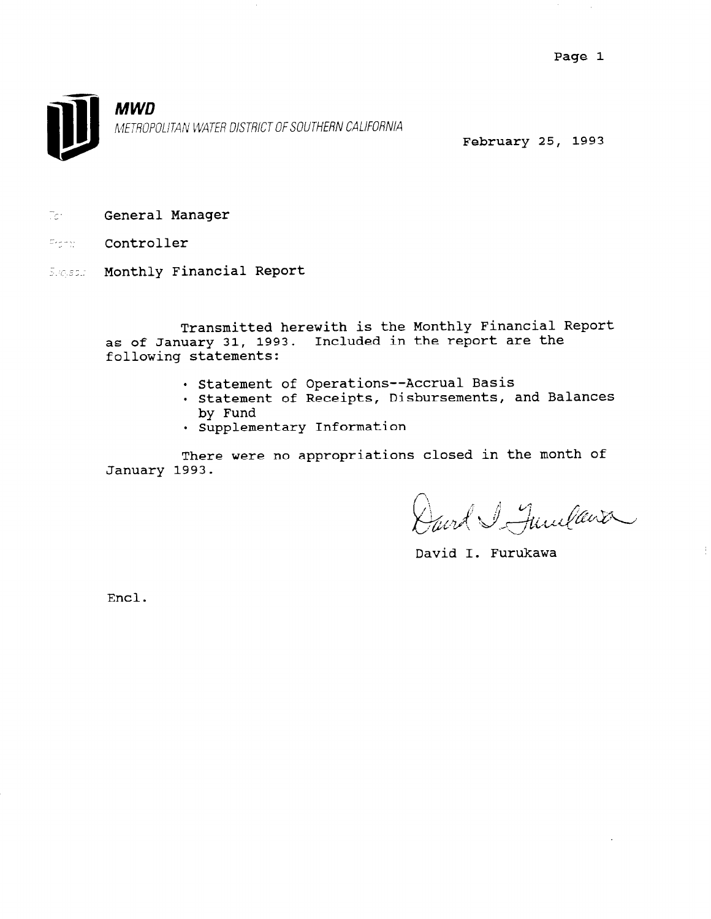**MWD**

METROPOLITAN WATER DISTRICT OF SOUTHERN CALIFORNIA

February 25, 1993

To: General Manager

From: Controller

Subject: Monthly Financial Report

Transmitted herewith is the Monthly Financial Report as of January 31, 1993. Included in the report are the following statements:

- Statement of Operations--Accrual Basis
- Statement of Receipts, Disbursements, and Balances by Fund
- Supplementary Information

There were no appropriations closed in the month of January 1993.

David I. Furukawa

Encl.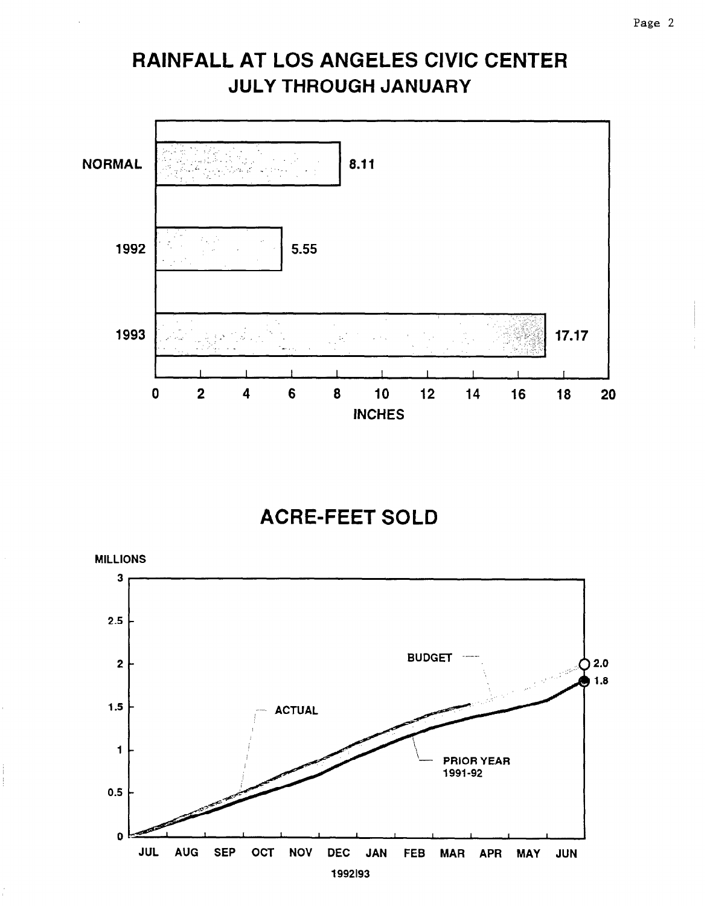## RAINFALL AT LOS ANGELES CIVIC CENTER
### JULY THROUGH JANUARY

| | INCHES |
|---|---|
| NORMAL | 8.11 |
| 1992 | 5.55 |
| 1993 | 17.17 |

## ACRE-FEET SOLD

MILLIONS

BUDGET — 2.0

ACTUAL

PRIOR YEAR 1991-92 — 1.8

JUL AUG SEP OCT NOV DEC JAN FEB MAR APR MAY JUN

1992/93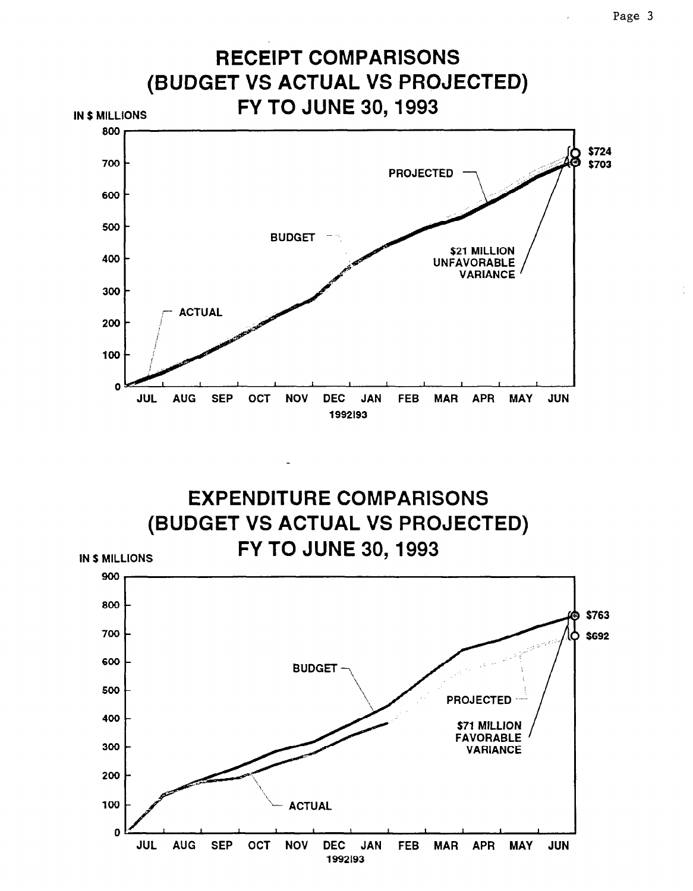# RECEIPT COMPARISONS (BUDGET VS ACTUAL VS PROJECTED) FY TO JUNE 30, 1993

IN $ MILLIONS

800
700
600
500
400
300
200
100
0

JUL AUG SEP OCT NOV DEC JAN FEB MAR APR MAY JUN

1992/93

PROJECTED

BUDGET

ACTUAL

$21 MILLION UNFAVORABLE VARIANCE

$724

$703

# EXPENDITURE COMPARISONS (BUDGET VS ACTUAL VS PROJECTED) FY TO JUNE 30, 1993

IN $ MILLIONS

900
800
700
600
500
400
300
200
100
0

JUL AUG SEP OCT NOV DEC JAN FEB MAR APR MAY JUN

1992/93

BUDGET

PROJECTED

ACTUAL

$71 MILLION FAVORABLE VARIANCE

$763

$692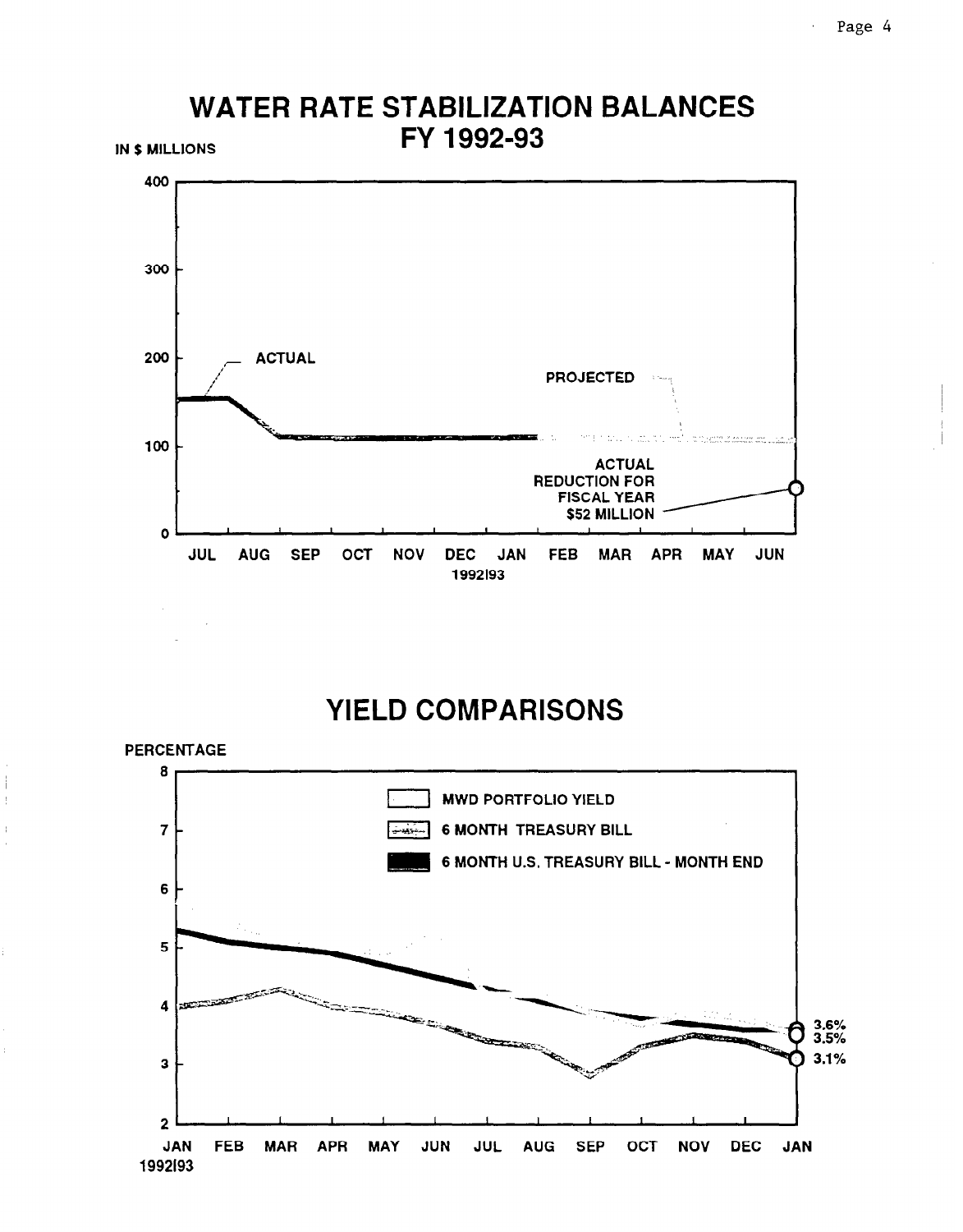## WATER RATE STABILIZATION BALANCES FY 1992-93

IN $ MILLIONS

400

300

200 — ACTUAL

PROJECTED

100

ACTUAL REDUCTION FOR FISCAL YEAR $52 MILLION

0

JUL AUG SEP OCT NOV DEC JAN FEB MAR APR MAY JUN

1992I93

## YIELD COMPARISONS

PERCENTAGE

8

7

6

5

4

3

2

- MWD PORTFOLIO YIELD
- 6 MONTH TREASURY BILL
- 6 MONTH U.S. TREASURY BILL - MONTH END

3.6%
3.5%
3.1%

JAN FEB MAR APR MAY JUN JUL AUG SEP OCT NOV DEC JAN

1992I93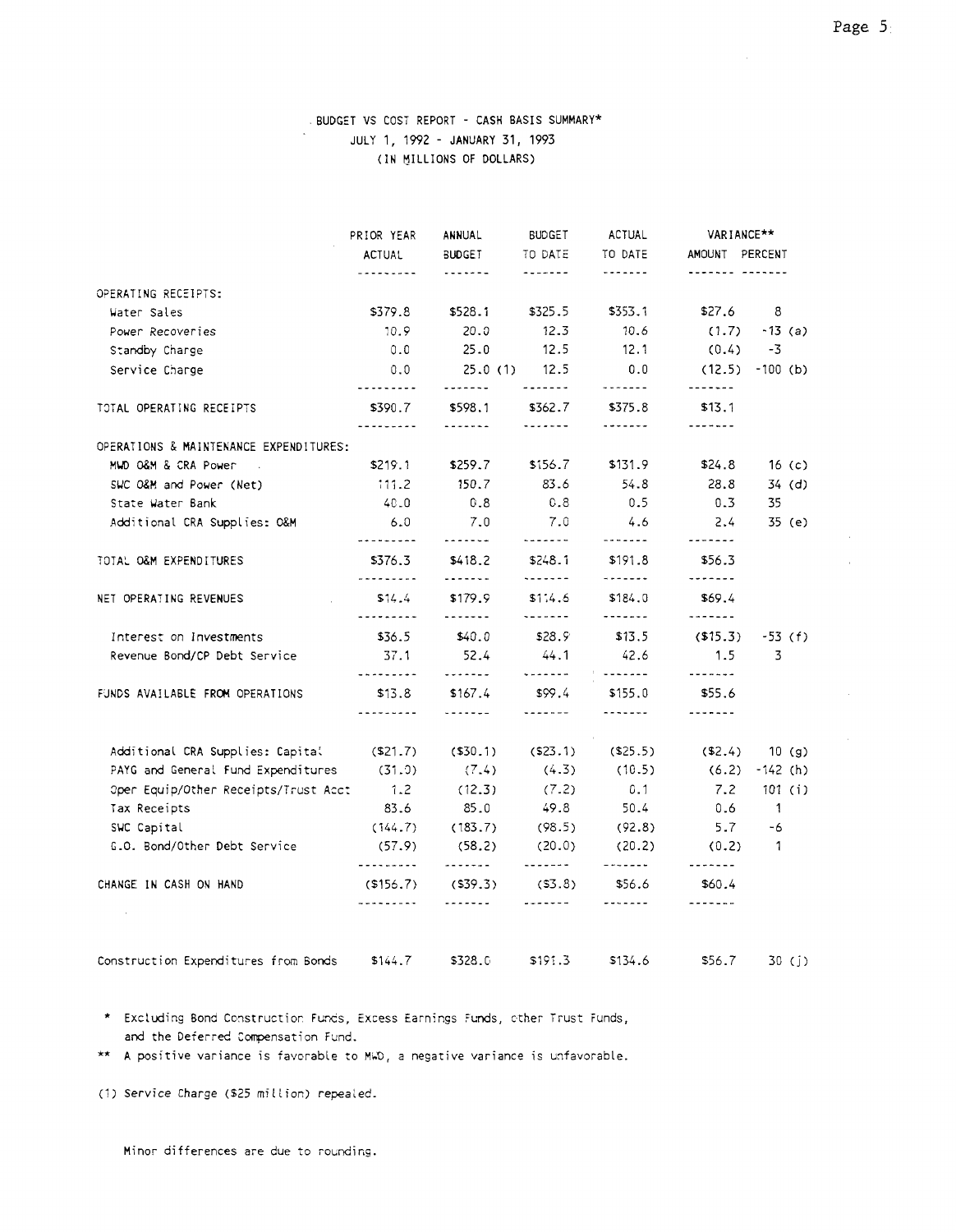## BUDGET VS COST REPORT - CASH BASIS SUMMARY*
### JULY 1, 1992 - JANUARY 31, 1993
### (IN MILLIONS OF DOLLARS)

| | PRIOR YEAR ACTUAL | ANNUAL BUDGET | BUDGET TO DATE | ACTUAL TO DATE | VARIANCE** AMOUNT | PERCENT |
|---|---|---|---|---|---|---|
| OPERATING RECEIPTS: | | | | | | |
| Water Sales | $379.8 | $528.1 | $325.5 | $353.1 | $27.6 | 8 |
| Power Recoveries | 10.9 | 20.0 | 12.3 | 10.6 | (1.7) | -13 (a) |
| Standby Charge | 0.0 | 25.0 | 12.5 | 12.1 | (0.4) | -3 |
| Service Charge | 0.0 | 25.0 (1) | 12.5 | 0.0 | (12.5) | -100 (b) |
| TOTAL OPERATING RECEIPTS | $390.7 | $598.1 | $362.7 | $375.8 | $13.1 | |
| OPERATIONS & MAINTENANCE EXPENDITURES: | | | | | | |
| MWD O&M & CRA Power | $219.1 | $259.7 | $156.7 | $131.9 | $24.8 | 16 (c) |
| SWC O&M and Power (Net) | 111.2 | 150.7 | 83.6 | 54.8 | 28.8 | 34 (d) |
| State Water Bank | 40.0 | 0.8 | 0.8 | 0.5 | 0.3 | 35 |
| Additional CRA Supplies: O&M | 6.0 | 7.0 | 7.0 | 4.6 | 2.4 | 35 (e) |
| TOTAL O&M EXPENDITURES | $376.3 | $418.2 | $248.1 | $191.8 | $56.3 | |
| NET OPERATING REVENUES | $14.4 | $179.9 | $114.6 | $184.0 | $69.4 | |
| Interest on Investments | $36.5 | $40.0 | $28.9 | $13.5 | ($15.3) | -53 (f) |
| Revenue Bond/CP Debt Service | 37.1 | 52.4 | 44.1 | 42.6 | 1.5 | 3 |
| FUNDS AVAILABLE FROM OPERATIONS | $13.8 | $167.4 | $99.4 | $155.0 | $55.6 | |
| Additional CRA Supplies: Capital | ($21.7) | ($30.1) | ($23.1) | ($25.5) | ($2.4) | 10 (g) |
| PAYG and General Fund Expenditures | (31.0) | (7.4) | (4.3) | (10.5) | (6.2) | -142 (h) |
| Oper Equip/Other Receipts/Trust Acct | 1.2 | (12.3) | (7.2) | 0.1 | 7.2 | 101 (i) |
| Tax Receipts | 83.6 | 85.0 | 49.8 | 50.4 | 0.6 | 1 |
| SWC Capital | (144.7) | (183.7) | (98.5) | (92.8) | 5.7 | -6 |
| G.O. Bond/Other Debt Service | (57.9) | (58.2) | (20.0) | (20.2) | (0.2) | 1 |
| CHANGE IN CASH ON HAND | ($156.7) | ($39.3) | ($3.8) | $56.6 | $60.4 | |
| Construction Expenditures from Bonds | $144.7 | $328.0 | $191.3 | $134.6 | $56.7 | 30 (j) |

\* Excluding Bond Construction Funds, Excess Earnings Funds, other Trust Funds, and the Deferred Compensation Fund.

\*\* A positive variance is favorable to MWD, a negative variance is unfavorable.

(1) Service Charge ($25 million) repealed.

Minor differences are due to rounding.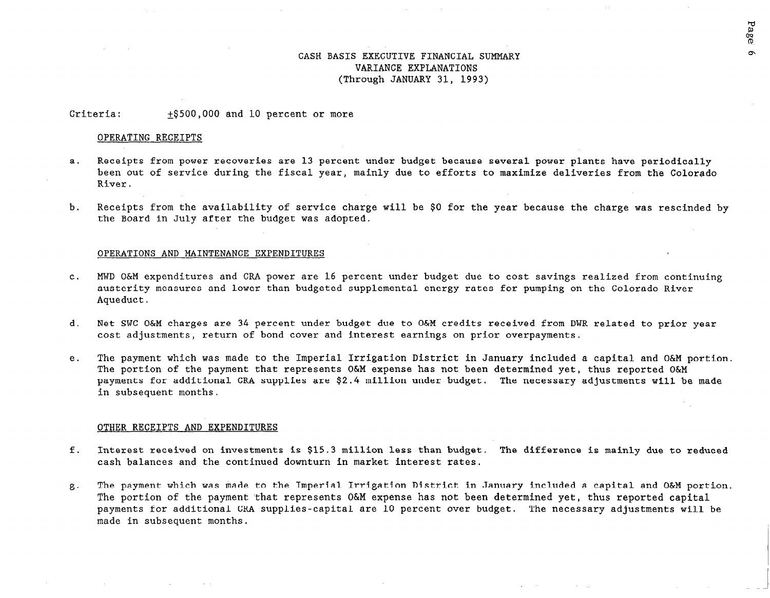# CASH BASIS EXECUTIVE FINANCIAL SUMMARY
## VARIANCE EXPLANATIONS
### (Through JANUARY 31, 1993)

Criteria: ±$500,000 and 10 percent or more

OPERATING RECEIPTS

a. Receipts from power recoveries are 13 percent under budget because several power plants have periodically been out of service during the fiscal year, mainly due to efforts to maximize deliveries from the Colorado River.

b. Receipts from the availability of service charge will be $0 for the year because the charge was rescinded by the Board in July after the budget was adopted.

OPERATIONS AND MAINTENANCE EXPENDITURES

c. MWD O&M expenditures and CRA power are 16 percent under budget due to cost savings realized from continuing austerity measures and lower than budgeted supplemental energy rates for pumping on the Colorado River Aqueduct.

d. Net SWC O&M charges are 34 percent under budget due to O&M credits received from DWR related to prior year cost adjustments, return of bond cover and interest earnings on prior overpayments.

e. The payment which was made to the Imperial Irrigation District in January included a capital and O&M portion. The portion of the payment that represents O&M expense has not been determined yet, thus reported O&M payments for additional CRA supplies are $2.4 million under budget. The necessary adjustments will be made in subsequent months.

OTHER RECEIPTS AND EXPENDITURES

f. Interest received on investments is $15.3 million less than budget. The difference is mainly due to reduced cash balances and the continued downturn in market interest rates.

g. The payment which was made to the Imperial Irrigation District in January included a capital and O&M portion. The portion of the payment that represents O&M expense has not been determined yet, thus reported capital payments for additional CRA supplies-capital are 10 percent over budget. The necessary adjustments will be made in subsequent months.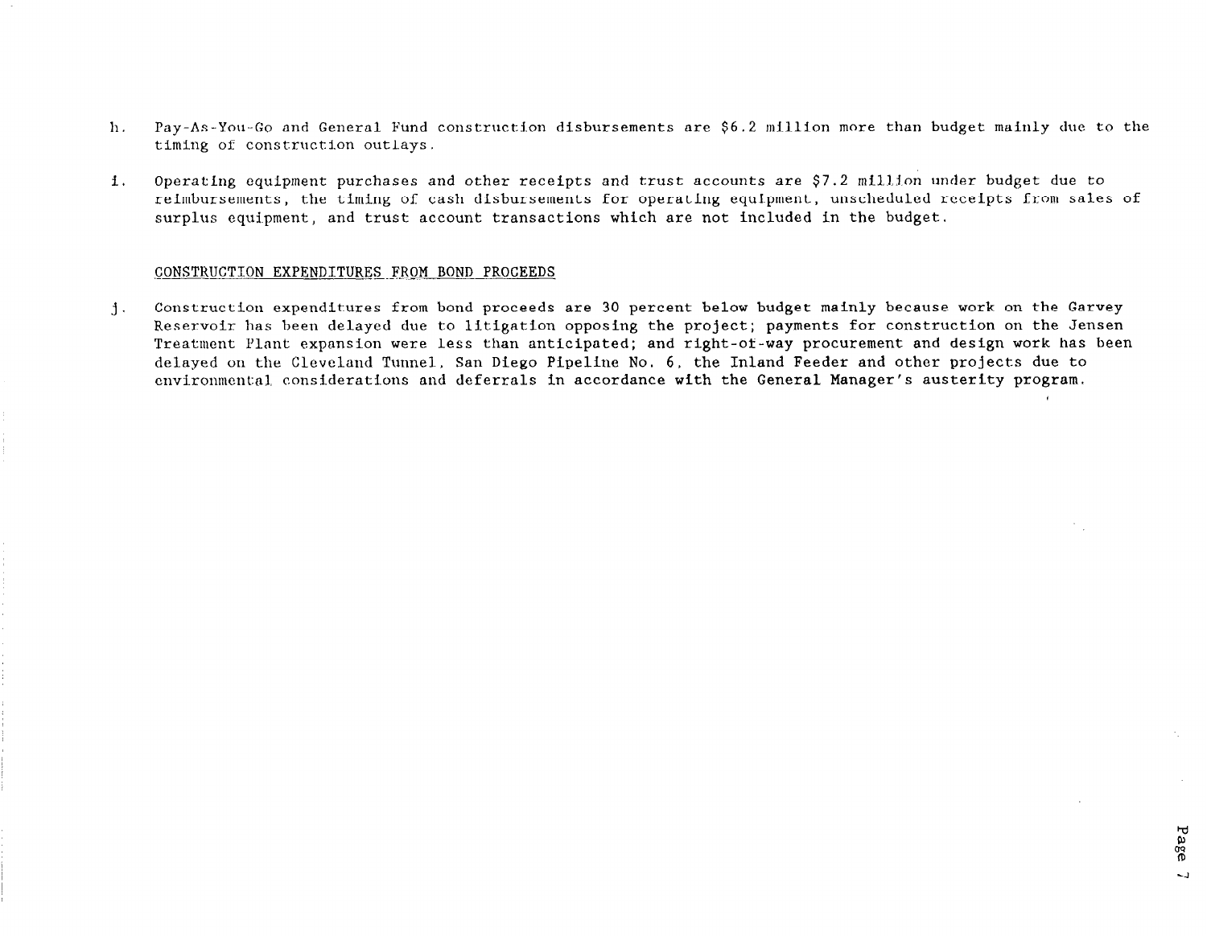h. Pay-As-You-Go and General Fund construction disbursements are $6.2 million more than budget mainly due to the timing of construction outlays.

i. Operating equipment purchases and other receipts and trust accounts are $7.2 million under budget due to reimbursements, the timing of cash disbursements for operating equipment, unscheduled receipts from sales of surplus equipment, and trust account transactions which are not included in the budget.

CONSTRUCTION EXPENDITURES FROM BOND PROCEEDS

j. Construction expenditures from bond proceeds are 30 percent below budget mainly because work on the Garvey Reservoir has been delayed due to litigation opposing the project; payments for construction on the Jensen Treatment Plant expansion were less than anticipated; and right-of-way procurement and design work has been delayed on the Cleveland Tunnel, San Diego Pipeline No. 6, the Inland Feeder and other projects due to environmental considerations and deferrals in accordance with the General Manager's austerity program.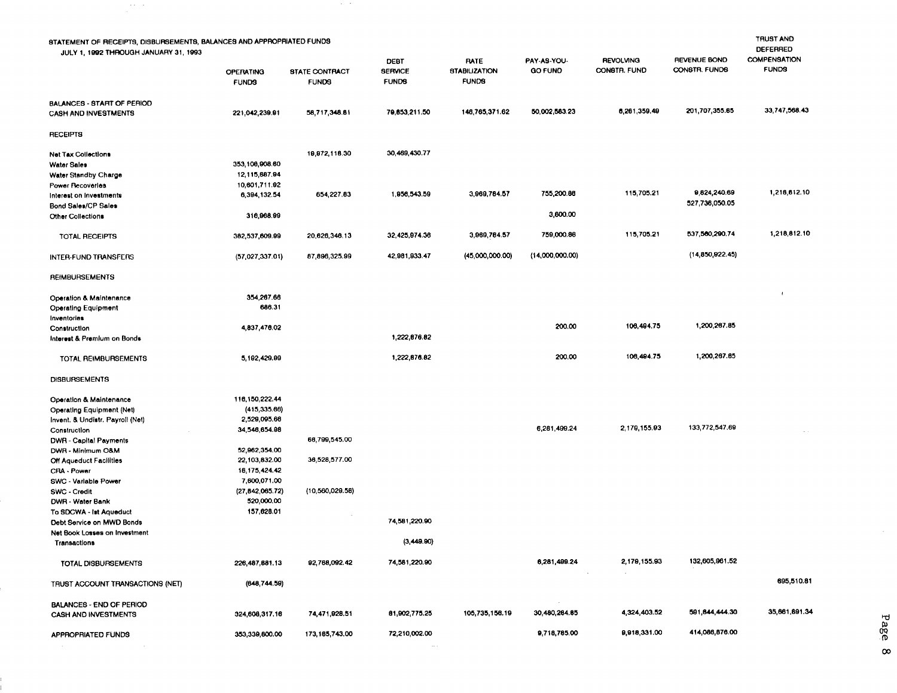STATEMENT OF RECEIPTS, DISBURSEMENTS, BALANCES AND APPROPRIATED FUNDS

JULY 1, 1992 THROUGH JANUARY 31, 1993

| | OPERATING FUNDS | STATE CONTRACT FUNDS | DEBT SERVICE FUNDS | RATE STABILIZATION FUNDS | PAY-AS-YOU-GO FUND | REVOLVING CONSTR. FUND | REVENUE BOND CONSTR. FUNDS | TRUST AND DEFERRED COMPENSATION FUNDS |
|---|---|---|---|---|---|---|---|---|
| BALANCES - START OF PERIOD CASH AND INVESTMENTS | 221,042,239.91 | 58,717,348.81 | 79,853,211.50 | 146,765,371.62 | 50,002,563.23 | 6,261,359.49 | 201,707,355.85 | 33,747,568.43 |
| **RECEIPTS** | | | | | | | | |
| Net Tax Collections | | 19,972,118.30 | 30,469,430.77 | | | | | |
| Water Sales | 353,108,908.60 | | | | | | | |
| Water Standby Charge | 12,115,887.94 | | | | | | | |
| Power Recoveries | 10,601,711.92 | | | | | | | |
| Interest on Investments | 6,394,132.54 | 654,227.83 | 1,956,543.59 | 3,969,764.57 | 755,200.86 | 115,705.21 | 9,824,240.69 | 1,218,812.10 |
| Bond Sales/CP Sales | | | | | | | 527,736,050.05 | |
| Other Collections | 316,968.99 | | | | 3,600.00 | | | |
| TOTAL RECEIPTS | 382,537,609.99 | 20,626,346.13 | 32,425,974.36 | 3,969,764.57 | 759,000.86 | 115,705.21 | 537,560,290.74 | 1,218,812.10 |
| INTER-FUND TRANSFERS | (57,027,337.01) | 87,896,325.99 | 42,981,933.47 | (45,000,000.00) | (14,000,000.00) | | (14,850,922.45) | |
| **REIMBURSEMENTS** | | | | | | | | |
| Operation & Maintenance | 354,267.66 | | | | | | | |
| Operating Equipment | 686.31 | | | | | | | |
| Inventories | | | | | | | | |
| Construction | 4,837,476.02 | | | | 200.00 | 106,494.75 | 1,200,267.85 | |
| Interest & Premium on Bonds | | | 1,222,876.82 | | | | | |
| TOTAL REIMBURSEMENTS | 5,192,429.99 | | 1,222,876.82 | | 200.00 | 106,494.75 | 1,200,267.85 | |
| **DISBURSEMENTS** | | | | | | | | |
| Operation & Maintenance | 116,150,222.44 | | | | | | | |
| Operating Equipment (Net) | (415,335.66) | | | | | | | |
| Invent. & Undistr. Payroll (Net) | 2,529,095.66 | | | | | | | |
| Construction | 34,546,654.98 | | | | 6,281,499.24 | 2,179,155.93 | 133,772,547.69 | |
| DWR - Capital Payments | | 66,799,545.00 | | | | | | |
| DWR - Minimum O&M | 52,962,354.00 | | | | | | | |
| Off Aqueduct Facilities | 22,103,832.00 | 36,528,577.00 | | | | | | |
| CRA - Power | 16,175,424.42 | | | | | | | |
| SWC - Variable Power | 7,600,071.00 | | | | | | | |
| SWC - Credit | (27,842,065.72) | (10,560,029.58) | | | | | | |
| DWR - Water Bank | 520,000.00 | | | | | | | |
| To SDCWA - Ist Aqueduct | 157,628.01 | | | | | | | |
| Debt Service on MWD Bonds | | | 74,581,220.90 | | | | | |
| Net Book Losses on Investment Transactions | | | (3,449.90) | | | | | |
| TOTAL DISBURSEMENTS | 226,487,881.13 | 92,768,092.42 | 74,581,220.90 | | 6,281,499.24 | 2,179,155.93 | 132,605,961.52 | |
| TRUST ACCOUNT TRANSACTIONS (NET) | (648,744.59) | | | | | | | 695,510.81 |
| BALANCES - END OF PERIOD CASH AND INVESTMENTS | 324,608,317.16 | 74,471,928.51 | 81,902,775.25 | 105,735,156.19 | 30,480,264.85 | 4,324,403.52 | 591,844,444.30 | 35,661,891.34 |
| APPROPRIATED FUNDS | 353,339,600.00 | 173,165,743.00 | 72,210,002.00 | | 9,718,765.00 | 9,918,331.00 | 414,086,876.00 | |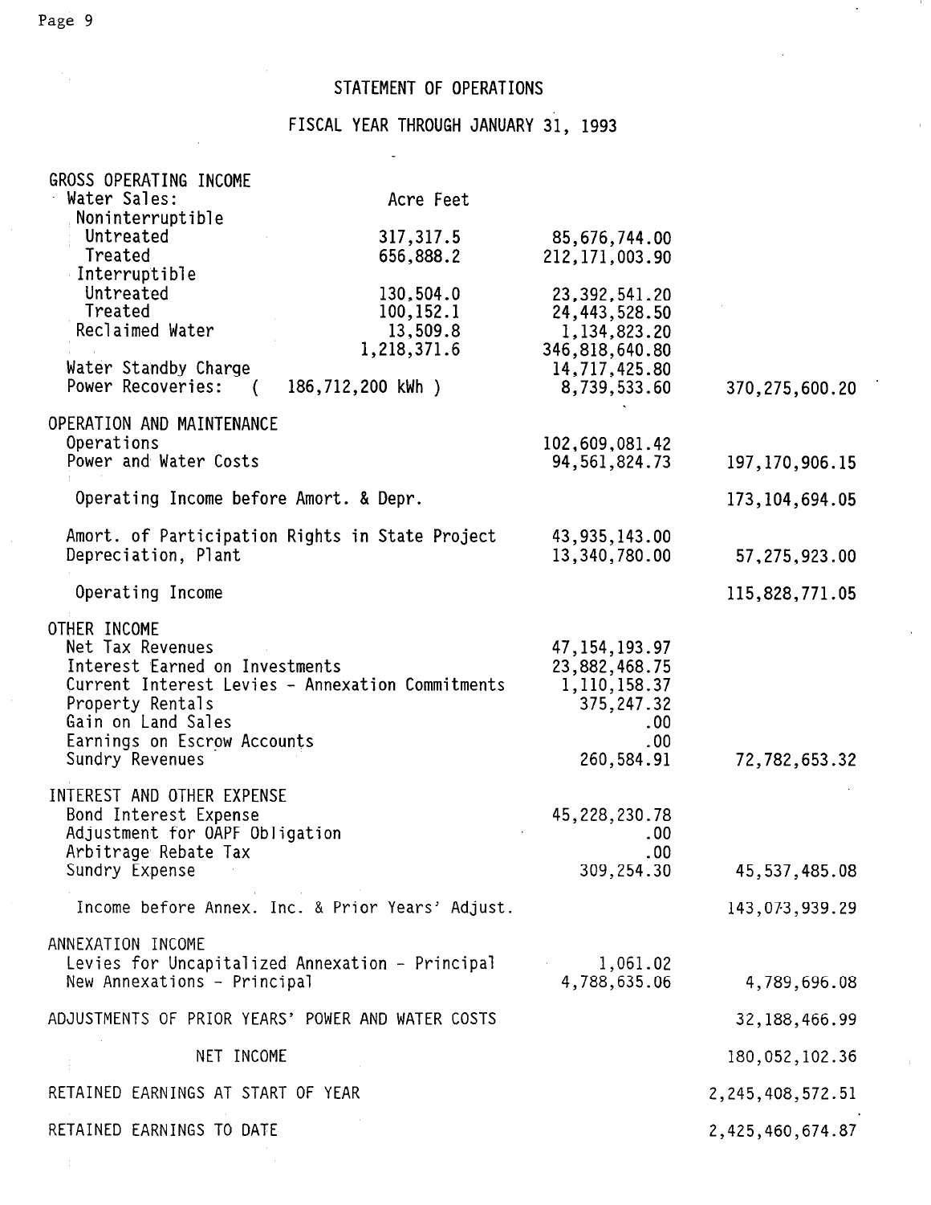# STATEMENT OF OPERATIONS

## FISCAL YEAR THROUGH JANUARY 31, 1993

| | Acre Feet | | |
|---|---|---|---|
| **GROSS OPERATING INCOME** | | | |
| Water Sales: | Acre Feet | | |
| Noninterruptible | | | |
| Untreated | 317,317.5 | 85,676,744.00 | |
| Treated | 656,888.2 | 212,171,003.90 | |
| Interruptible | | | |
| Untreated | 130,504.0 | 23,392,541.20 | |
| Treated | 100,152.1 | 24,443,528.50 | |
| Reclaimed Water | 13,509.8 | 1,134,823.20 | |
| | 1,218,371.6 | 346,818,640.80 | |
| Water Standby Charge | | 14,717,425.80 | |
| Power Recoveries: ( 186,712,200 kWh ) | | 8,739,533.60 | 370,275,600.20 |
| **OPERATION AND MAINTENANCE** | | | |
| Operations | | 102,609,081.42 | |
| Power and Water Costs | | 94,561,824.73 | 197,170,906.15 |
| Operating Income before Amort. & Depr. | | | 173,104,694.05 |
| Amort. of Participation Rights in State Project | | 43,935,143.00 | |
| Depreciation, Plant | | 13,340,780.00 | 57,275,923.00 |
| Operating Income | | | 115,828,771.05 |
| **OTHER INCOME** | | | |
| Net Tax Revenues | | 47,154,193.97 | |
| Interest Earned on Investments | | 23,882,468.75 | |
| Current Interest Levies - Annexation Commitments | | 1,110,158.37 | |
| Property Rentals | | 375,247.32 | |
| Gain on Land Sales | | .00 | |
| Earnings on Escrow Accounts | | .00 | |
| Sundry Revenues | | 260,584.91 | 72,782,653.32 |
| **INTEREST AND OTHER EXPENSE** | | | |
| Bond Interest Expense | | 45,228,230.78 | |
| Adjustment for OAPF Obligation | | .00 | |
| Arbitrage Rebate Tax | | .00 | |
| Sundry Expense | | 309,254.30 | 45,537,485.08 |
| Income before Annex. Inc. & Prior Years' Adjust. | | | 143,073,939.29 |
| **ANNEXATION INCOME** | | | |
| Levies for Uncapitalized Annexation - Principal | | 1,061.02 | |
| New Annexations - Principal | | 4,788,635.06 | 4,789,696.08 |
| ADJUSTMENTS OF PRIOR YEARS' POWER AND WATER COSTS | | | 32,188,466.99 |
| NET INCOME | | | 180,052,102.36 |
| RETAINED EARNINGS AT START OF YEAR | | | 2,245,408,572.51 |
| RETAINED EARNINGS TO DATE | | | 2,425,460,674.87 |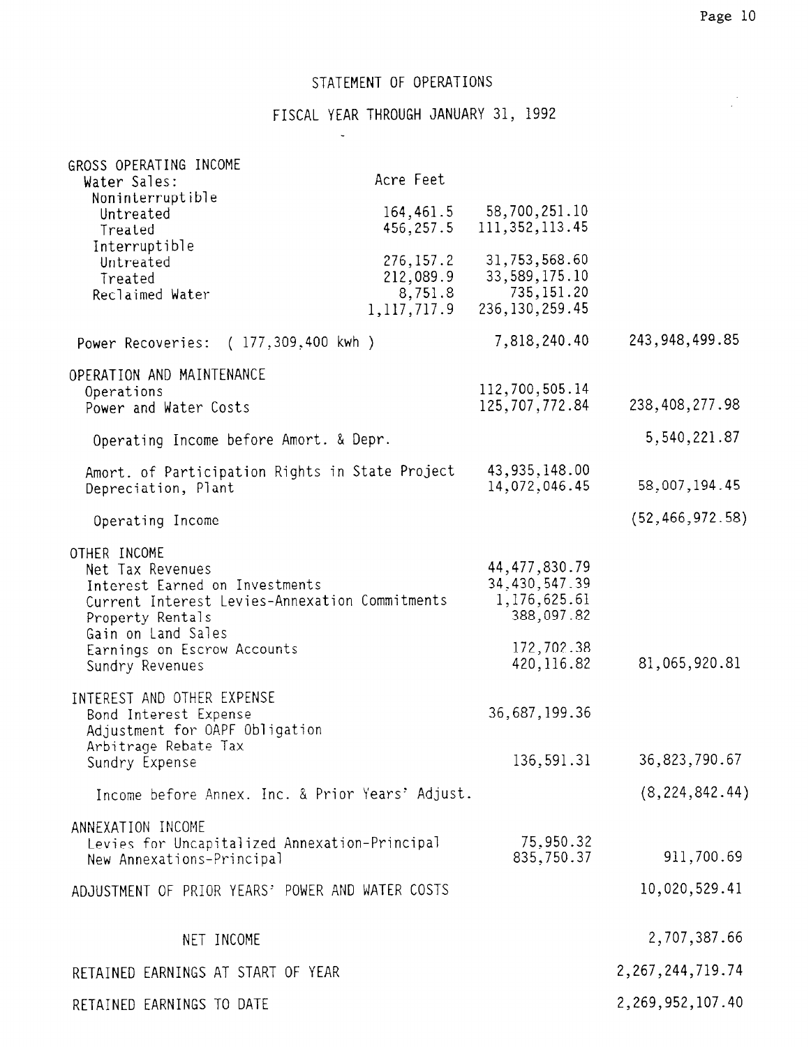# STATEMENT OF OPERATIONS

## FISCAL YEAR THROUGH JANUARY 31, 1992

| | Acre Feet | | |
|---|---|---|---|
| **GROSS OPERATING INCOME** | | | |
| Water Sales: | | | |
| Noninterruptible | | | |
| Untreated | 164,461.5 | 58,700,251.10 | |
| Treated | 456,257.5 | 111,352,113.45 | |
| Interruptible | | | |
| Untreated | 276,157.2 | 31,753,568.60 | |
| Treated | 212,089.9 | 33,589,175.10 | |
| Reclaimed Water | 8,751.8 | 735,151.20 | |
| | 1,117,717.9 | 236,130,259.45 | |
| Power Recoveries: ( 177,309,400 kwh ) | | 7,818,240.40 | 243,948,499.85 |
| **OPERATION AND MAINTENANCE** | | | |
| Operations | | 112,700,505.14 | |
| Power and Water Costs | | 125,707,772.84 | 238,408,277.98 |
| Operating Income before Amort. & Depr. | | | 5,540,221.87 |
| Amort. of Participation Rights in State Project | | 43,935,148.00 | |
| Depreciation, Plant | | 14,072,046.45 | 58,007,194.45 |
| Operating Income | | | (52,466,972.58) |
| **OTHER INCOME** | | | |
| Net Tax Revenues | | 44,477,830.79 | |
| Interest Earned on Investments | | 34,430,547.39 | |
| Current Interest Levies-Annexation Commitments | | 1,176,625.61 | |
| Property Rentals | | 388,097.82 | |
| Gain on Land Sales | | | |
| Earnings on Escrow Accounts | | 172,702.38 | |
| Sundry Revenues | | 420,116.82 | 81,065,920.81 |
| **INTEREST AND OTHER EXPENSE** | | | |
| Bond Interest Expense | | 36,687,199.36 | |
| Adjustment for OAPF Obligation | | | |
| Arbitrage Rebate Tax | | | |
| Sundry Expense | | 136,591.31 | 36,823,790.67 |
| Income before Annex. Inc. & Prior Years' Adjust. | | | (8,224,842.44) |
| **ANNEXATION INCOME** | | | |
| Levies for Uncapitalized Annexation-Principal | | 75,950.32 | |
| New Annexations-Principal | | 835,750.37 | 911,700.69 |
| **ADJUSTMENT OF PRIOR YEARS' POWER AND WATER COSTS** | | | 10,020,529.41 |
| **NET INCOME** | | | 2,707,387.66 |
| **RETAINED EARNINGS AT START OF YEAR** | | | 2,267,244,719.74 |
| **RETAINED EARNINGS TO DATE** | | | 2,269,952,107.40 |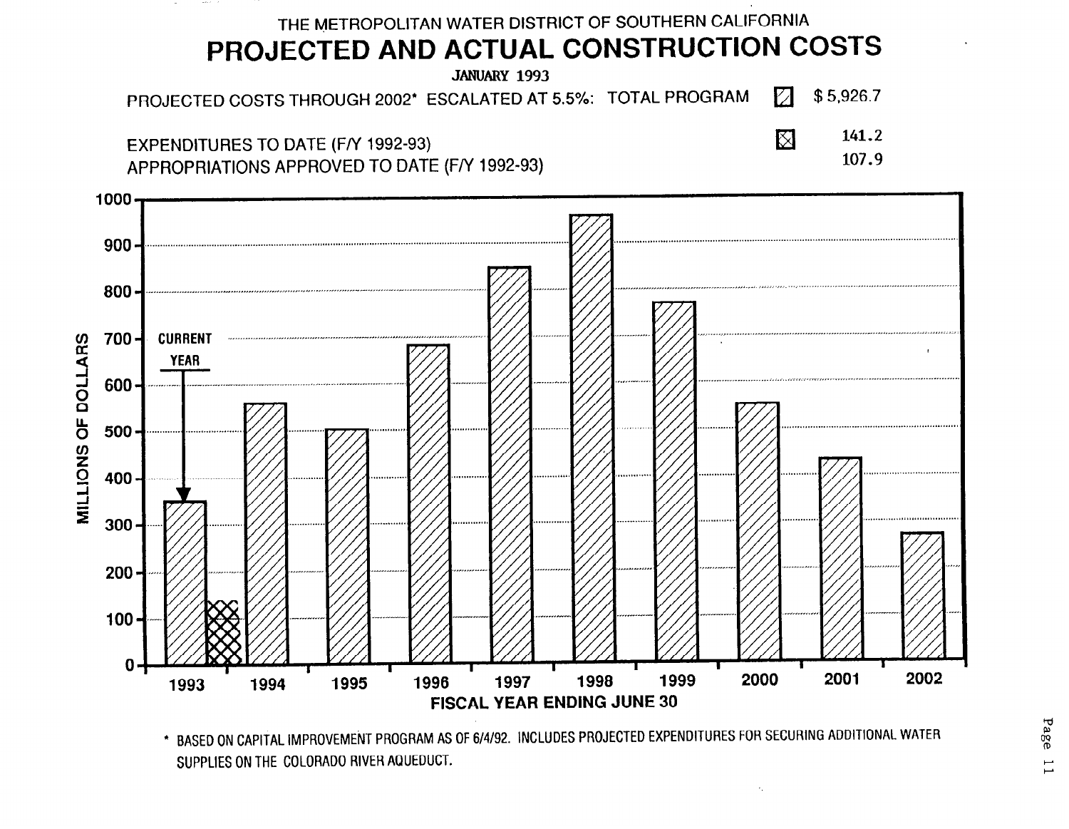THE METROPOLITAN WATER DISTRICT OF SOUTHERN CALIFORNIA

# PROJECTED AND ACTUAL CONSTRUCTION COSTS

JANUARY 1993

| | | |
|---|---|---|
| PROJECTED COSTS THROUGH 2002* ESCALATED AT 5.5%: TOTAL PROGRAM | ▨ | $ 5,926.7 |
| EXPENDITURES TO DATE (F/Y 1992-93) | ⊠ | 141.2 |
| APPROPRIATIONS APPROVED TO DATE (F/Y 1992-93) | | 107.9 |

MILLIONS OF DOLLARS

1000, 900, 800, 700, 600, 500, 400, 300, 200, 100, 0

CURRENT YEAR

1993, 1994, 1995, 1996, 1997, 1998, 1999, 2000, 2001, 2002

FISCAL YEAR ENDING JUNE 30

\* BASED ON CAPITAL IMPROVEMENT PROGRAM AS OF 6/4/92. INCLUDES PROJECTED EXPENDITURES FOR SECURING ADDITIONAL WATER SUPPLIES ON THE COLORADO RIVER AQUEDUCT.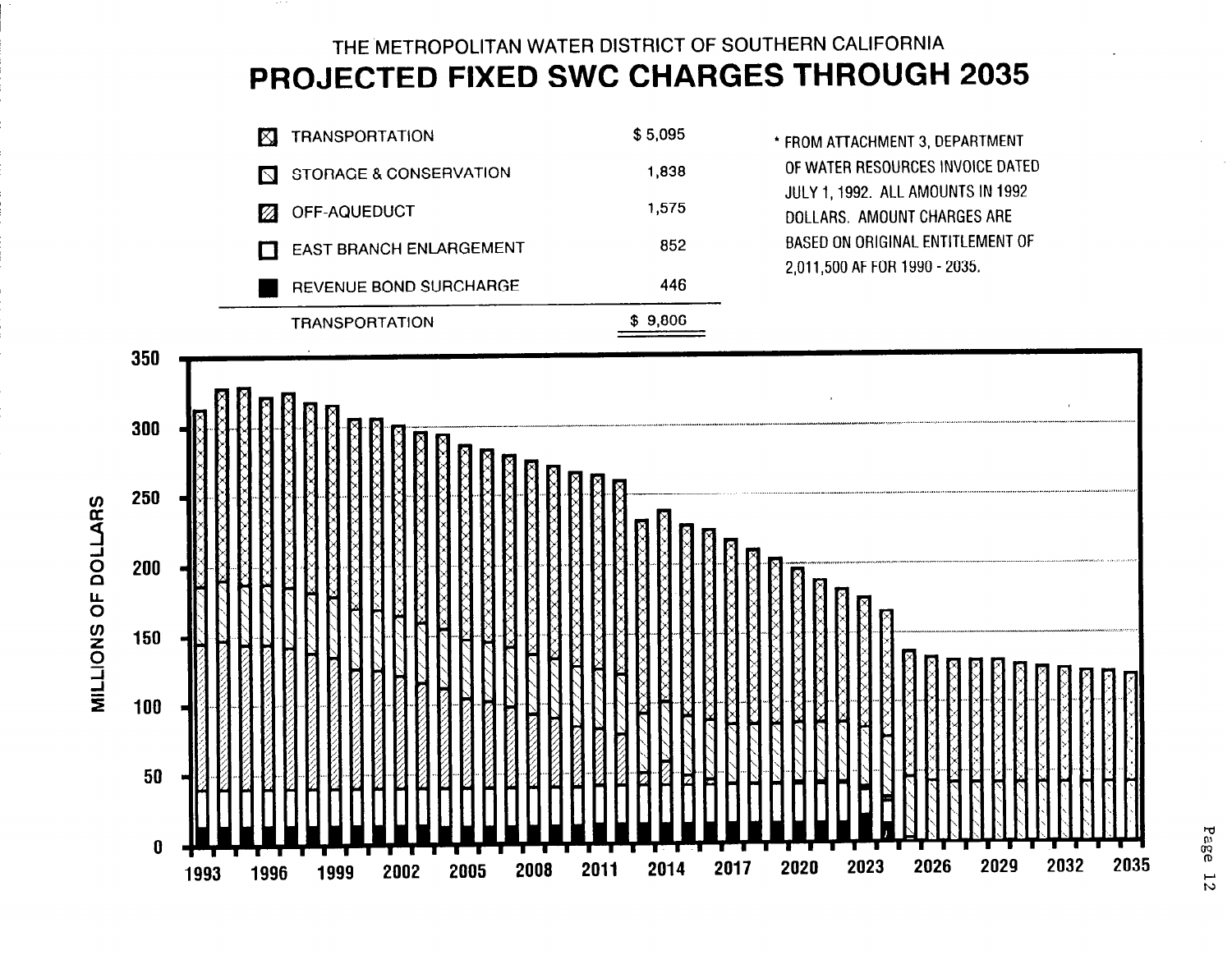THE METROPOLITAN WATER DISTRICT OF SOUTHERN CALIFORNIA

# PROJECTED FIXED SWC CHARGES THROUGH 2035

| | |
|---|---|
| TRANSPORTATION | $ 5,095 |
| STORAGE & CONSERVATION | 1,838 |
| OFF-AQUEDUCT | 1,575 |
| EAST BRANCH ENLARGEMENT | 852 |
| REVENUE BOND SURCHARGE | 446 |
| TRANSPORTATION | $ 9,806 |

* FROM ATTACHMENT 3, DEPARTMENT OF WATER RESOURCES INVOICE DATED JULY 1, 1992. ALL AMOUNTS IN 1992 DOLLARS. AMOUNT CHARGES ARE BASED ON ORIGINAL ENTITLEMENT OF 2,011,500 AF FOR 1990 - 2035.

MILLIONS OF DOLLARS

0, 50, 100, 150, 200, 250, 300, 350

1993, 1996, 1999, 2002, 2005, 2008, 2011, 2014, 2017, 2020, 2023, 2026, 2029, 2032, 2035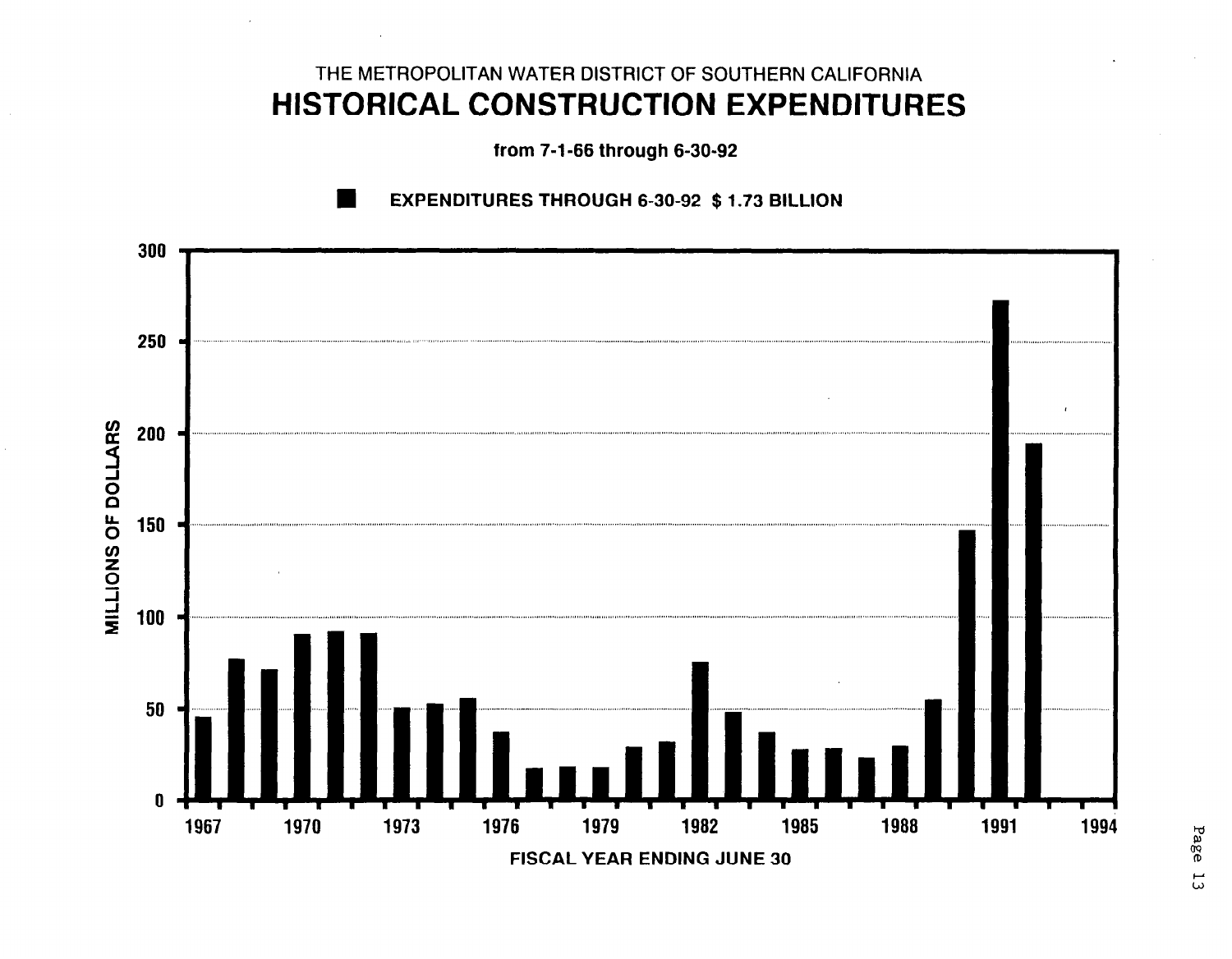THE METROPOLITAN WATER DISTRICT OF SOUTHERN CALIFORNIA

# HISTORICAL CONSTRUCTION EXPENDITURES

**from 7-1-66 through 6-30-92**

■ **EXPENDITURES THROUGH 6-30-92 $ 1.73 BILLION**

MILLIONS OF DOLLARS

300
250
200
150
100
50
0

1967 1970 1973 1976 1979 1982 1985 1988 1991 1994

**FISCAL YEAR ENDING JUNE 30**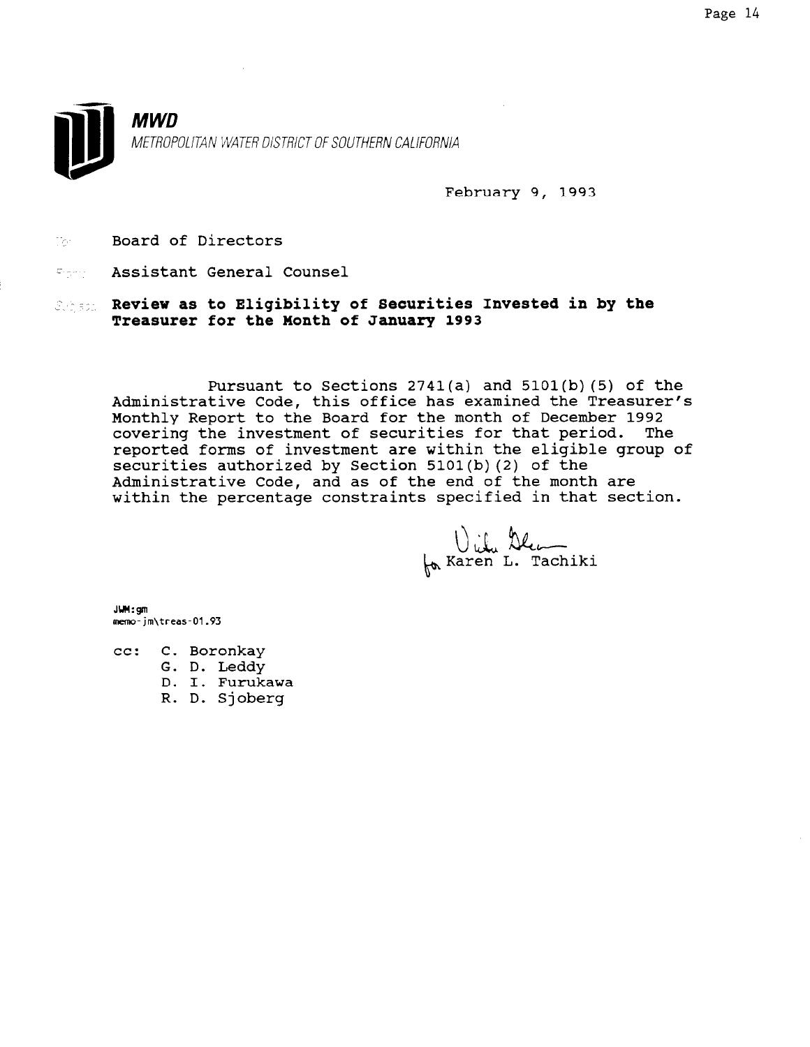**MWD**

*METROPOLITAN WATER DISTRICT OF SOUTHERN CALIFORNIA*

February 9, 1993

To: Board of Directors

From: Assistant General Counsel

Subject: **Review as to Eligibility of Securities Invested in by the Treasurer for the Month of January 1993**

Pursuant to Sections 2741(a) and 5101(b)(5) of the Administrative Code, this office has examined the Treasurer's Monthly Report to the Board for the month of December 1992 covering the investment of securities for that period. The reported forms of investment are within the eligible group of securities authorized by Section 5101(b)(2) of the Administrative Code, and as of the end of the month are within the percentage constraints specified in that section.

for Karen L. Tachiki

JWM:gm
memo-jm\treas-01.93

cc: C. Boronkay
G. D. Leddy
D. I. Furukawa
R. D. Sjoberg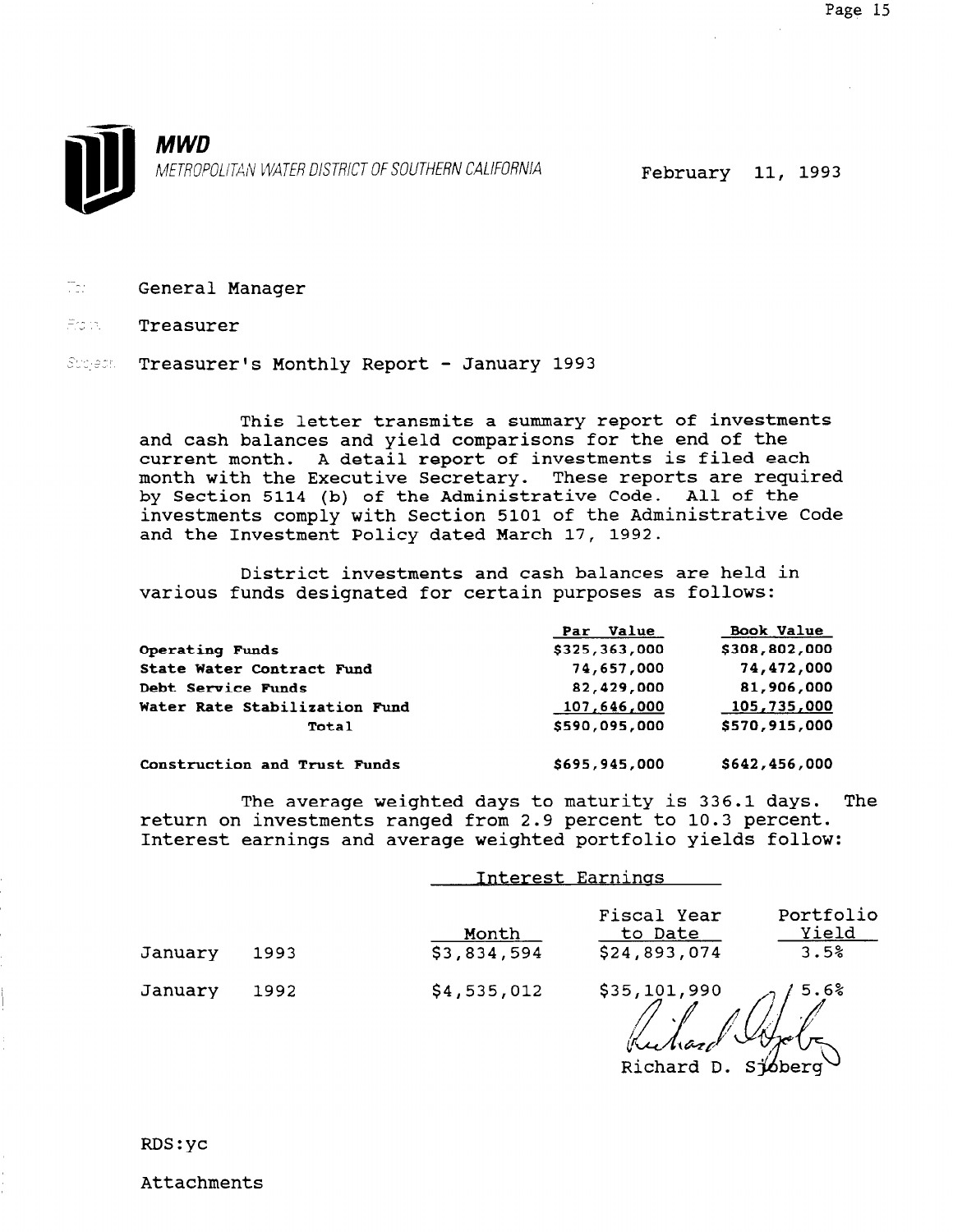**MWD**
*METROPOLITAN WATER DISTRICT OF SOUTHERN CALIFORNIA*

February 11, 1993

To: General Manager

From: Treasurer

Subject: Treasurer's Monthly Report - January 1993

This letter transmits a summary report of investments and cash balances and yield comparisons for the end of the current month. A detail report of investments is filed each month with the Executive Secretary. These reports are required by Section 5114 (b) of the Administrative Code. All of the investments comply with Section 5101 of the Administrative Code and the Investment Policy dated March 17, 1992.

District investments and cash balances are held in various funds designated for certain purposes as follows:

| | Par Value | Book Value |
|---|---|---|
| **Operating Funds** | $325,363,000 | $308,802,000 |
| **State Water Contract Fund** | 74,657,000 | 74,472,000 |
| **Debt Service Funds** | 82,429,000 | 81,906,000 |
| **Water Rate Stabilization Fund** | 107,646,000 | 105,735,000 |
| **Total** | $590,095,000 | $570,915,000 |
| | | |
| **Construction and Trust Funds** | $695,945,000 | $642,456,000 |

The average weighted days to maturity is 336.1 days. The return on investments ranged from 2.9 percent to 10.3 percent. Interest earnings and average weighted portfolio yields follow:

| | Interest Earnings | | |
|---|---|---|---|
| | Month | Fiscal Year to Date | Portfolio Yield |
| January 1993 | $3,834,594 | $24,893,074 | 3.5% |
| January 1992 | $4,535,012 | $35,101,990 | 5.6% |

Richard D. Sjoberg

RDS:yc

Attachments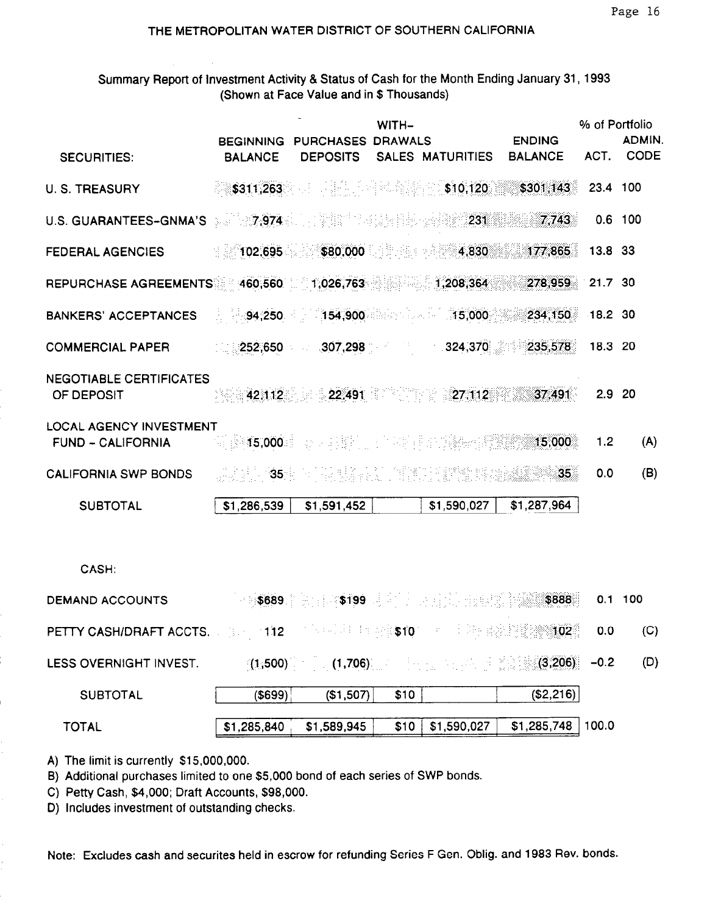## THE METROPOLITAN WATER DISTRICT OF SOUTHERN CALIFORNIA

Summary Report of Investment Activity & Status of Cash for the Month Ending January 31, 1993
(Shown at Face Value and in $ Thousands)

| SECURITIES: | BEGINNING BALANCE | PURCHASES DEPOSITS | WITH-DRAWALS SALES | MATURITIES | ENDING BALANCE | % of Portfolio ACT. | ADMIN. CODE |
|---|---|---|---|---|---|---|---|
| U. S. TREASURY | $311,263 | | | $10,120 | $301,143 | 23.4 | 100 |
| U.S. GUARANTEES-GNMA'S | 7,974 | | | 231 | 7,743 | 0.6 | 100 |
| FEDERAL AGENCIES | 102,695 | $80,000 | | 4,830 | 177,865 | 13.8 | 33 |
| REPURCHASE AGREEMENTS | 460,560 | 1,026,763 | | 1,208,364 | 278,959 | 21.7 | 30 |
| BANKERS' ACCEPTANCES | 94,250 | 154,900 | | 15,000 | 234,150 | 18.2 | 30 |
| COMMERCIAL PAPER | 252,650 | 307,298 | | 324,370 | 235,578 | 18.3 | 20 |
| NEGOTIABLE CERTIFICATES OF DEPOSIT | 42,112 | 22,491 | | 27,112 | 37,491 | 2.9 | 20 |
| LOCAL AGENCY INVESTMENT FUND - CALIFORNIA | 15,000 | | | | 15,000 | 1.2 | (A) |
| CALIFORNIA SWP BONDS | 35 | | | | 35 | 0.0 | (B) |
| SUBTOTAL | $1,286,539 | $1,591,452 | | $1,590,027 | $1,287,964 | | |
| CASH: | | | | | | | |
| DEMAND ACCOUNTS | $689 | $199 | | | $888 | 0.1 | 100 |
| PETTY CASH/DRAFT ACCTS. | 112 | | $10 | | 102 | 0.0 | (C) |
| LESS OVERNIGHT INVEST. | (1,500) | (1,706) | | | (3,206) | -0.2 | (D) |
| SUBTOTAL | ($699) | ($1,507) | $10 | | ($2,216) | | |
| TOTAL | $1,285,840 | $1,589,945 | $10 | $1,590,027 | $1,285,748 | 100.0 | |

A) The limit is currently $15,000,000.
B) Additional purchases limited to one $5,000 bond of each series of SWP bonds.
C) Petty Cash, $4,000; Draft Accounts, $98,000.
D) Includes investment of outstanding checks.

Note: Excludes cash and securites held in escrow for refunding Series F Gen. Oblig. and 1983 Rev. bonds.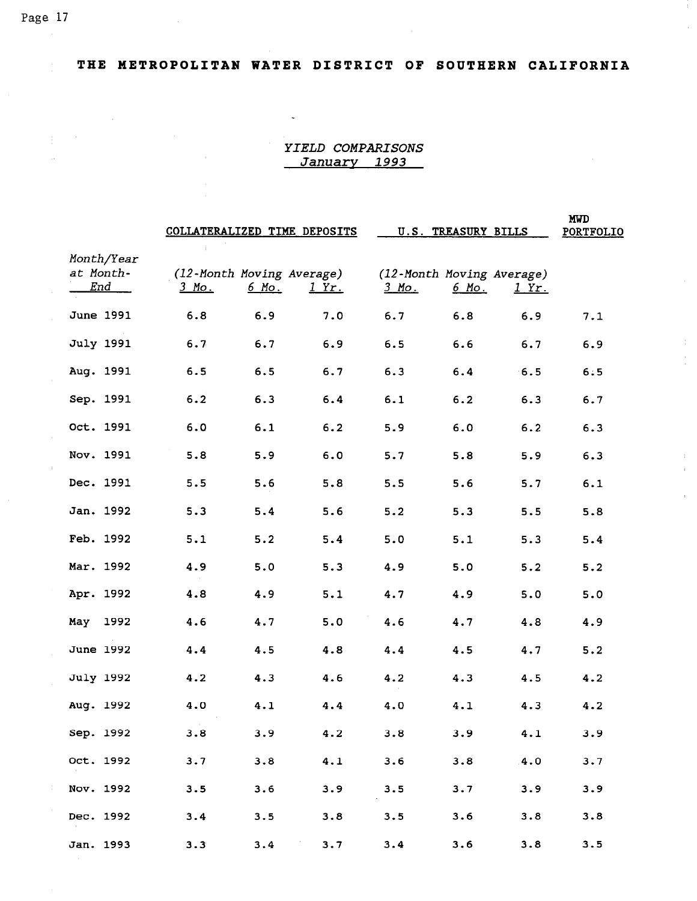# THE METROPOLITAN WATER DISTRICT OF SOUTHERN CALIFORNIA

## *YIELD COMPARISONS*
## *January 1993*

| | COLLATERALIZED TIME DEPOSITS | | | U.S. TREASURY BILLS | | | MWD PORTFOLIO |
|---|---|---|---|---|---|---|---|
| *Month/Year at Month-End* | *(12-Month Moving Average)* *3 Mo.* | *6 Mo.* | *1 Yr.* | *(12-Month Moving Average)* *3 Mo.* | *6 Mo.* | *1 Yr.* | |
| June 1991 | 6.8 | 6.9 | 7.0 | 6.7 | 6.8 | 6.9 | 7.1 |
| July 1991 | 6.7 | 6.7 | 6.9 | 6.5 | 6.6 | 6.7 | 6.9 |
| Aug. 1991 | 6.5 | 6.5 | 6.7 | 6.3 | 6.4 | 6.5 | 6.5 |
| Sep. 1991 | 6.2 | 6.3 | 6.4 | 6.1 | 6.2 | 6.3 | 6.7 |
| Oct. 1991 | 6.0 | 6.1 | 6.2 | 5.9 | 6.0 | 6.2 | 6.3 |
| Nov. 1991 | 5.8 | 5.9 | 6.0 | 5.7 | 5.8 | 5.9 | 6.3 |
| Dec. 1991 | 5.5 | 5.6 | 5.8 | 5.5 | 5.6 | 5.7 | 6.1 |
| Jan. 1992 | 5.3 | 5.4 | 5.6 | 5.2 | 5.3 | 5.5 | 5.8 |
| Feb. 1992 | 5.1 | 5.2 | 5.4 | 5.0 | 5.1 | 5.3 | 5.4 |
| Mar. 1992 | 4.9 | 5.0 | 5.3 | 4.9 | 5.0 | 5.2 | 5.2 |
| Apr. 1992 | 4.8 | 4.9 | 5.1 | 4.7 | 4.9 | 5.0 | 5.0 |
| May 1992 | 4.6 | 4.7 | 5.0 | 4.6 | 4.7 | 4.8 | 4.9 |
| June 1992 | 4.4 | 4.5 | 4.8 | 4.4 | 4.5 | 4.7 | 5.2 |
| July 1992 | 4.2 | 4.3 | 4.6 | 4.2 | 4.3 | 4.5 | 4.2 |
| Aug. 1992 | 4.0 | 4.1 | 4.4 | 4.0 | 4.1 | 4.3 | 4.2 |
| Sep. 1992 | 3.8 | 3.9 | 4.2 | 3.8 | 3.9 | 4.1 | 3.9 |
| Oct. 1992 | 3.7 | 3.8 | 4.1 | 3.6 | 3.8 | 4.0 | 3.7 |
| Nov. 1992 | 3.5 | 3.6 | 3.9 | 3.5 | 3.7 | 3.9 | 3.9 |
| Dec. 1992 | 3.4 | 3.5 | 3.8 | 3.5 | 3.6 | 3.8 | 3.8 |
| Jan. 1993 | 3.3 | 3.4 | 3.7 | 3.4 | 3.6 | 3.8 | 3.5 |